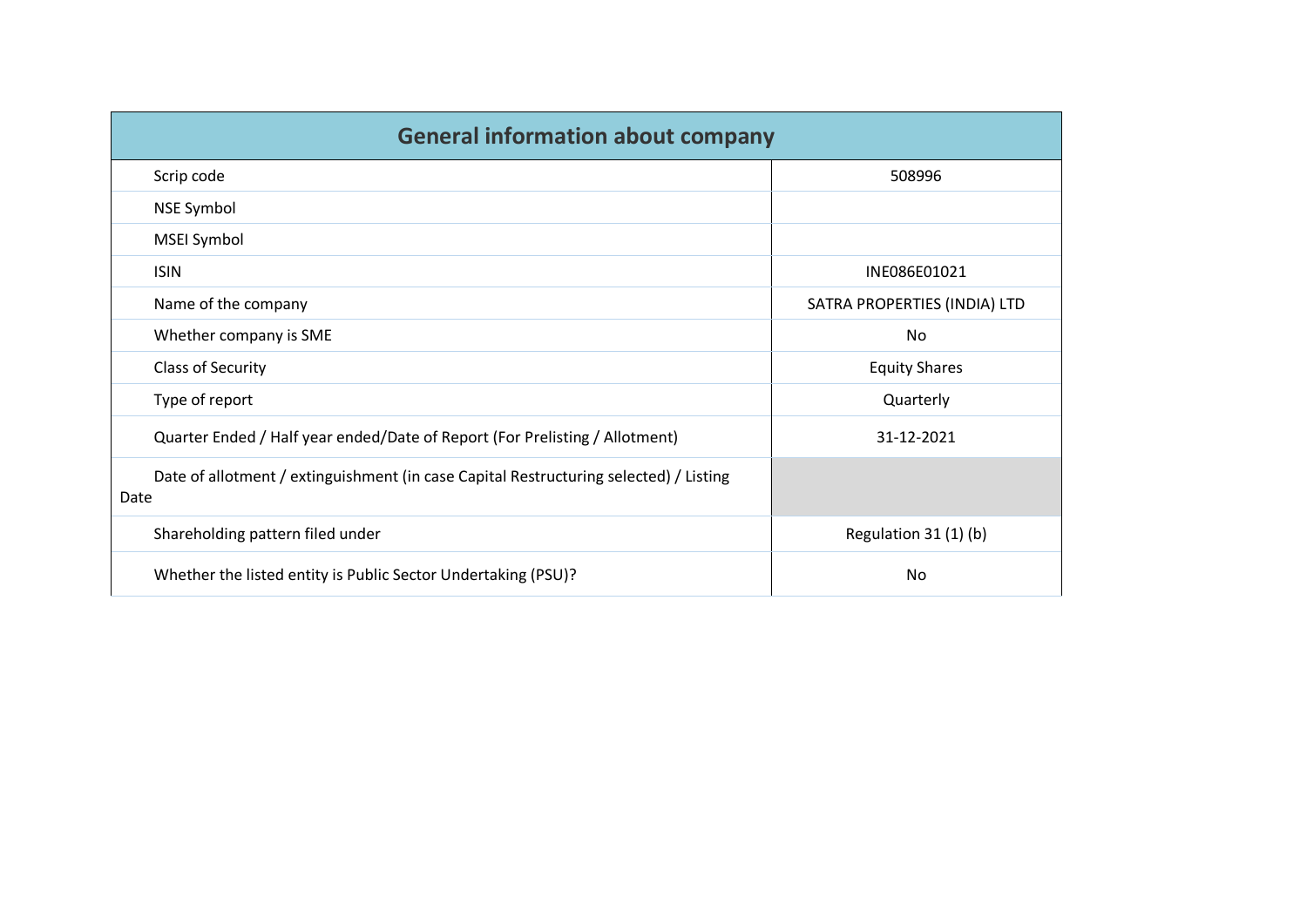| General information about company | |
|---|---|
| Scrip code | 508996 |
| NSE Symbol | |
| MSEI Symbol | |
| ISIN | INE086E01021 |
| Name of the company | SATRA PROPERTIES (INDIA) LTD |
| Whether company is SME | No |
| Class of Security | Equity Shares |
| Type of report | Quarterly |
| Quarter Ended / Half year ended/Date of Report (For Prelisting / Allotment) | 31-12-2021 |
| Date of allotment / extinguishment (in case Capital Restructuring selected) / Listing Date | |
| Shareholding pattern filed under | Regulation 31 (1) (b) |
| Whether the listed entity is Public Sector Undertaking (PSU)? | No |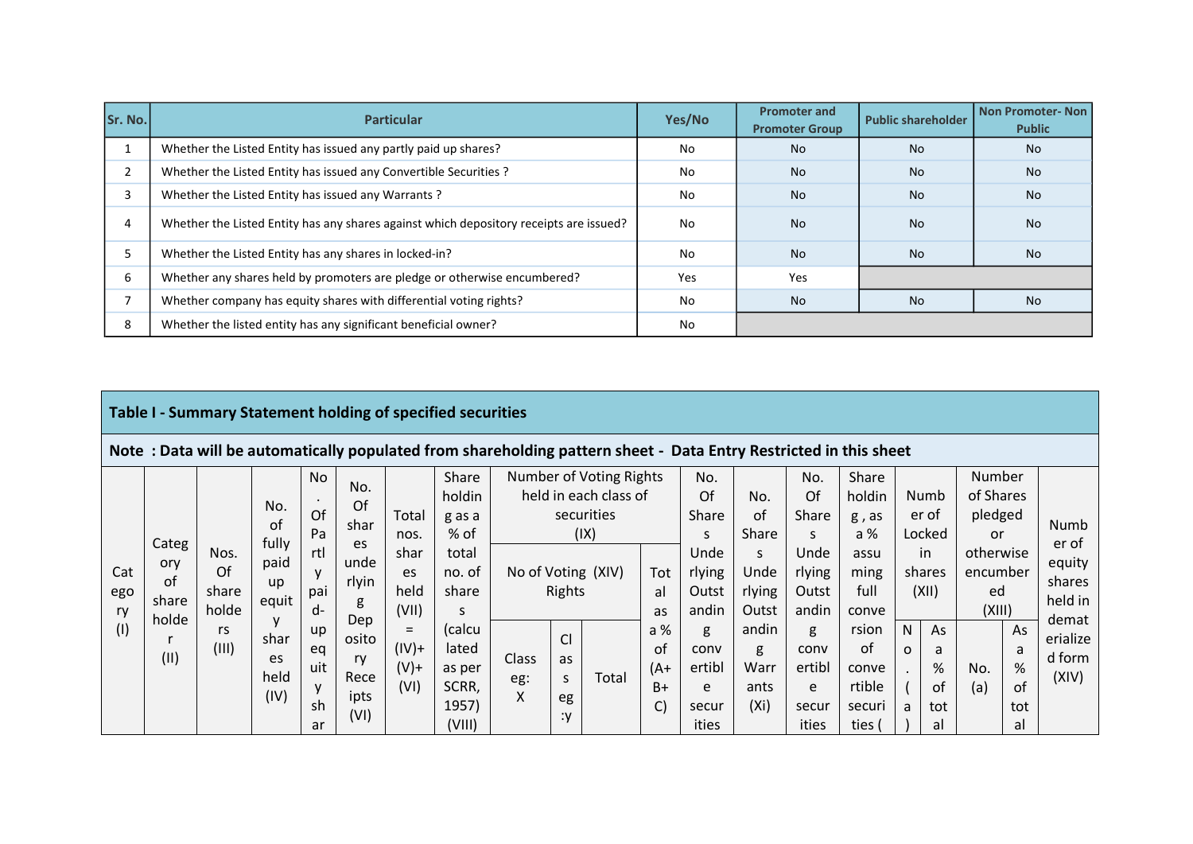| Sr. No. | Particular | Yes/No | Promoter and Promoter Group | Public shareholder | Non Promoter- Non Public |
|---|---|---|---|---|---|
| 1 | Whether the Listed Entity has issued any partly paid up shares? | No | No | No | No |
| 2 | Whether the Listed Entity has issued any Convertible Securities ? | No | No | No | No |
| 3 | Whether the Listed Entity has issued any Warrants ? | No | No | No | No |
| 4 | Whether the Listed Entity has any shares against which depository receipts are issued? | No | No | No | No |
| 5 | Whether the Listed Entity has any shares in locked-in? | No | No | No | No |
| 6 | Whether any shares held by promoters are pledge or otherwise encumbered? | Yes | Yes | | |
| 7 | Whether company has equity shares with differential voting rights? | No | No | No | No |
| 8 | Whether the listed entity has any significant beneficial owner? | No | | | |

**Table I - Summary Statement holding of specified securities**

**Note : Data will be automatically populated from shareholding pattern sheet - Data Entry Restricted in this sheet**

| Category (I) | Category of shareholder (II) | Nos. Of shareholders (III) | No. of fully paid up equity shares held (IV) | No. Of Partly paid-up equity shar | No. Of shares underlying Depository Receipts (VI) | Total nos. shares held (VII) = (IV)+(V)+(VI) | Shareholding as a % of total no. of shares (calculated as per SCRR, 1957) (VIII) | Number of Voting Rights held in each class of securities (IX) | | | | No. Of Shares Underlying Outstanding convertible securities | No. of Shares Underlying Outstanding Warrants (Xi) | No. Of Shares Underlying Outstanding convertible securities | Shareholding , as a % assuming full conversion of convertible securities ( | Number of Locked in shares (XII) | | Number of Shares pledged or otherwise encumbered (XIII) | | Number of equity shares held in dematerialized form (XIV) |
|---|---|---|---|---|---|---|---|---|---|---|---|---|---|---|---|---|---|---|---|---|
| | | | | | | | | No of Voting (XIV) Rights | | | Total as a % of (A+B+C) | | | | | No. (a) | As a % of total | No. (a) | As a % of total | |
| | | | | | | | | Class eg: X | Class eg:y | Total | | | | | | | | | | |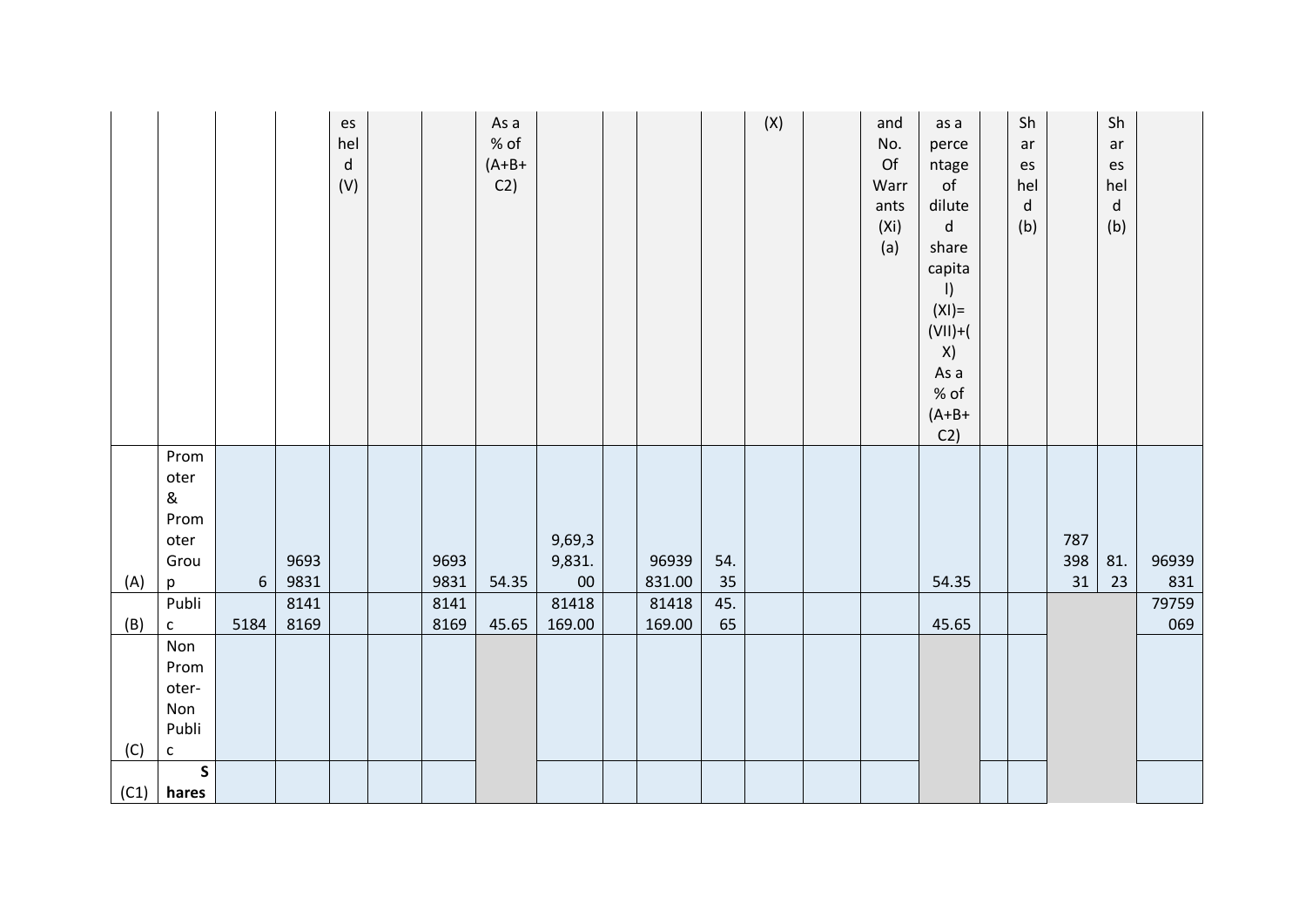| | | | | | | | | | | | | | | | | | | | | |
|---|---|---|---|---|---|---|---|---|---|---|---|---|---|---|---|---|---|---|---|---|
| | | | | es held (V) | | | As a % of (A+B+C2) | | | | | (X) | | and No. Of Warrants (Xi) (a) | as a percentage of diluted share capital) (XI)= (VII)+(X) As a % of (A+B+C2) | | Shares held (b) | | Shares held (b) | |
| (A) | Promoter & Promoter Group | 6 | 96939831 | | | 96939831 | 54.35 | 9,69,39,831.00 | | 96939831.00 | 54.35 | | | | 54.35 | | | 78739831 | 81.23 | 96939831 |
| (B) | Public | 5184 | 81418169 | | | 81418169 | 45.65 | 81418169.00 | | 81418169.00 | 45.65 | | | | 45.65 | | | | | 79759069 |
| (C) | Non Promoter- Non Public | | | | | | | | | | | | | | | | | | | |
| (C1) | **Shares** | | | | | | | | | | | | | | | | | | | |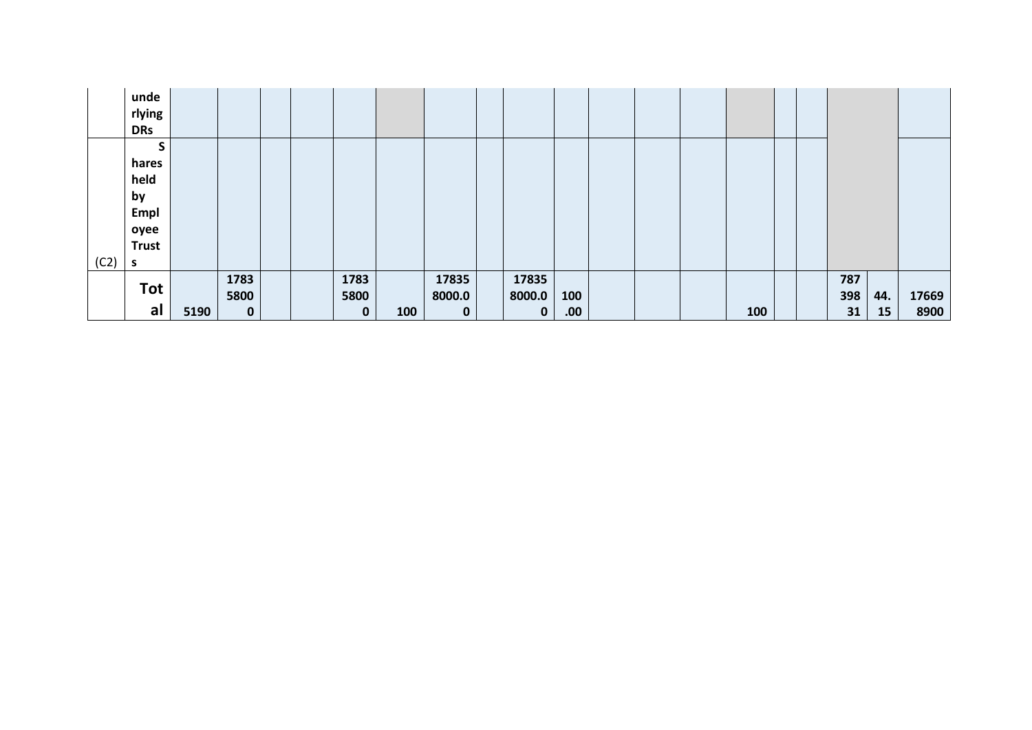| | | | | | | | | | | | | | | | | | | | | |
|---|---|---|---|---|---|---|---|---|---|---|---|---|---|---|---|---|---|---|---|---|
| | **underlying DRs** | | | | | | | | | | | | | | | | | | | |
| (C2) | **Shares held by Employee Trusts** | | | | | | | | | | | | | | | | | | | |
| | **Total** | **5190** | **17835800** | | | **17835800** | **100** | **178358000.00** | | **178358000.00** | **100.00** | | | | **100** | | | **78739831** | **44.15** | **176698900** |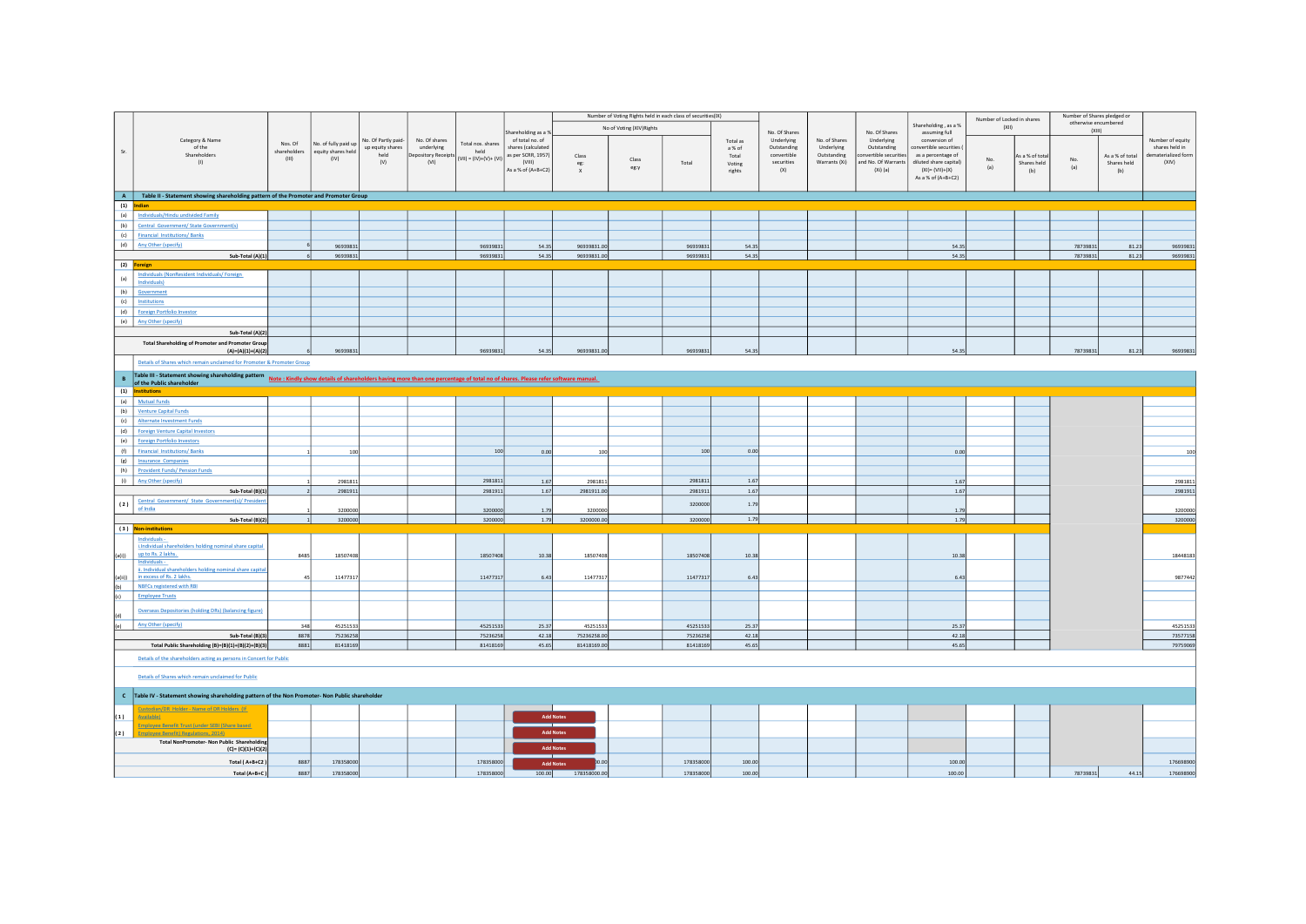| Sr. | Category & Name of the Shareholders (I) | Nos. Of shareholders (III) | No. of fully paid up equity shares held (IV) | No. Of Partly paid-up equity shares held (V) | No. Of shares underlying Depository Receipts (VI) | Total nos. shares held (VII) = (IV)+(V)+ (VI) | Shareholding as a % of total no. of shares (calculated as per SCRR, 1957) (VIII) As a % of (A+B+C2) | Number of Voting Rights held in each class of securities(IX) | | | | No. Of Shares Underlying Outstanding convertible securities (X) | No. of Shares Underlying Outstanding Warrants (Xi) | No. Of Shares Underlying Outstanding convertible securities and No. Of Warrants (Xi) (a) | Shareholding , as a % assuming full conversion of convertible securities ( as a percentage of diluted share capital) (XI)= (VII)+(X) As a % of (A+B+C2) | Number of Locked in shares (XII) | | Number of Shares pledged or otherwise encumbered (XIII) | | Number of equity shares held in dematerialized form (XIV) |
|---|---|---|---|---|---|---|---|---|---|---|---|---|---|---|---|---|---|---|---|---|
| | | | | | | | | No of Voting (XIV)Rights: Class eg: X | Class eg:y | Total | Total as a % of Total Voting rights | | | | | No. (a) | As a % of total Shares held (b) | No. (a) | As a % of total Shares held (b) | |
| A | Table II - Statement showing shareholding pattern of the Promoter and Promoter Group | | | | | | | | | | | | | | | | | | | |
| (1) | Indian | | | | | | | | | | | | | | | | | | | |
| (a) | Individuals/Hindu undivided Family | | | | | | | | | | | | | | | | | | | |
| (b) | Central Government/ State Government(s) | | | | | | | | | | | | | | | | | | | |
| (c) | Financial Institutions/ Banks | | | | | | | | | | | | | | | | | | | |
| (d) | Any Other (specify) | 6 | 96939831 | | | 96939831 | 54.35 | 96939831.00 | | 96939831 | 54.35 | | | | 54.35 | | | 78739831 | 81.23 | 96939831 |
| | Sub-Total (A)(1) | 6 | 96939831 | | | 96939831 | 54.35 | 96939831.00 | | 96939831 | 54.35 | | | | 54.35 | | | 78739831 | 81.23 | 96939831 |
| (2) | Foreign | | | | | | | | | | | | | | | | | | | |
| (a) | Individuals (NonResident Individuals/ Foreign Individuals) | | | | | | | | | | | | | | | | | | | |
| (b) | Government | | | | | | | | | | | | | | | | | | | |
| (c) | Institutions | | | | | | | | | | | | | | | | | | | |
| (d) | Foreign Portfolio Investor | | | | | | | | | | | | | | | | | | | |
| (e) | Any Other (specify) | | | | | | | | | | | | | | | | | | | |
| | Sub-Total (A)(2) | | | | | | | | | | | | | | | | | | | |
| | Total Shareholding of Promoter and Promoter Group (A)=(A)(1)+(A)(2) | 6 | 96939831 | | | 96939831 | 54.35 | 96939831.00 | | 96939831 | 54.35 | | | | 54.35 | | | 78739831 | 81.23 | 96939831 |
| | Details of Shares which remain unclaimed for Promoter & Promoter Group | | | | | | | | | | | | | | | | | | | |
| B | Table III - Statement showing shareholding pattern of the Public shareholder | Note : Kindly show details of shareholders having more than one percentage of total no of shares. Please refer software manual. | | | | | | | | | | | | | | | | | | |
| (1) | Institutions | | | | | | | | | | | | | | | | | | | |
| (a) | Mutual Funds | | | | | | | | | | | | | | | | | | | |
| (b) | Venture Capital Funds | | | | | | | | | | | | | | | | | | | |
| (c) | Alternate Investment Funds | | | | | | | | | | | | | | | | | | | |
| (d) | Foreign Venture Capital Investors | | | | | | | | | | | | | | | | | | | |
| (e) | Foreign Portfolio Investors | | | | | | | | | | | | | | | | | | | |
| (f) | Financial Institutions/ Banks | 1 | 100 | | | 100 | 0.00 | 100 | | 100 | 0.00 | | | | 0.00 | | | | | 100 |
| (g) | Insurance Companies | | | | | | | | | | | | | | | | | | | |
| (h) | Provident Funds/ Pension Funds | | | | | | | | | | | | | | | | | | | |
| (i) | Any Other (specify) | 1 | 2981811 | | | 2981811 | 1.67 | 2981811 | | 2981811 | 1.67 | | | | 1.67 | | | | | 2981811 |
| | Sub-Total (B)(1) | 2 | 2981911 | | | 2981911 | 1.67 | 2981911.00 | | 2981911 | 1.67 | | | | 1.67 | | | | | 2981911 |
| (2) | Central Government/ State Government(s)/ President of India | 1 | 3200000 | | | 3200000 | 1.79 | 3200000 | | 3200000 | 1.79 | | | | 1.79 | | | | | 3200000 |
| | Sub-Total (B)(2) | 1 | 3200000 | | | 3200000 | 1.79 | 3200000.00 | | 3200000 | 1.79 | | | | 1.79 | | | | | 3200000 |
| (3) | Non-institutions | | | | | | | | | | | | | | | | | | | |
| (a(i)) | Individuals - i.Individual shareholders holding nominal share capital up to Rs. 2 lakhs. | 8485 | 18507408 | | | 18507408 | 10.38 | 18507408 | | 18507408 | 10.38 | | | | 10.38 | | | | | 18448183 |
| (a(ii)) | Individuals - ii. Individual shareholders holding nominal share capital in excess of Rs. 2 lakhs. | 45 | 11477317 | | | 11477317 | 6.43 | 11477317 | | 11477317 | 6.43 | | | | 6.43 | | | | | 9877442 |
| (b) | NBFCs registered with RBI | | | | | | | | | | | | | | | | | | | |
| (c) | Employee Trusts | | | | | | | | | | | | | | | | | | | |
| (d) | Overseas Depositories (holding DRs) (balancing figure) | | | | | | | | | | | | | | | | | | | |
| (e) | Any Other (specify) | 348 | 45251533 | | | 45251533 | 25.37 | 45251533 | | 45251533 | 25.37 | | | | 25.37 | | | | | 45251533 |
| | Sub-Total (B)(3) | 8878 | 75236258 | | | 75236258 | 42.18 | 75236258.00 | | 75236258 | 42.18 | | | | 42.18 | | | | | 73577158 |
| | Total Public Shareholding (B)=(B)(1)+(B)(2)+(B)(3) | 8881 | 81418169 | | | 81418169 | 45.65 | 81418169.00 | | 81418169 | 45.65 | | | | 45.65 | | | | | 79759069 |
| | Details of the shareholders acting as persons in Concert for Public | | | | | | | | | | | | | | | | | | | |
| | Details of Shares which remain unclaimed for Public | | | | | | | | | | | | | | | | | | | |
| C | Table IV - Statement showing shareholding pattern of the Non Promoter- Non Public shareholder | | | | | | | | | | | | | | | | | | | |
| (1) | Custodian/DR Holder - Name of DR Holders (If Available) | | | | | | Add Notes | | | | | | | | | | | | | |
| (2) | Employee Benefit Trust (under SEBI (Share based Employee Benefit) Regulations, 2014) | | | | | | Add Notes | | | | | | | | | | | | | |
| | Total NonPromoter- Non Public Shareholding (C)= (C)(1)+(C)(2) | | | | | | Add Notes | | | | | | | | | | | | | |
| | Total ( A+B+C2 ) | 8887 | 178358000 | | | 178358000 | Add Notes | 0.00 | | 178358000 | 100.00 | | | | 100.00 | | | | | 176698900 |
| | Total (A+B+C ) | 8887 | 178358000 | | | 178358000 | 100.00 | 178358000.00 | | 178358000 | 100.00 | | | | 100.00 | | | 78739831 | 44.15 | 176698900 |